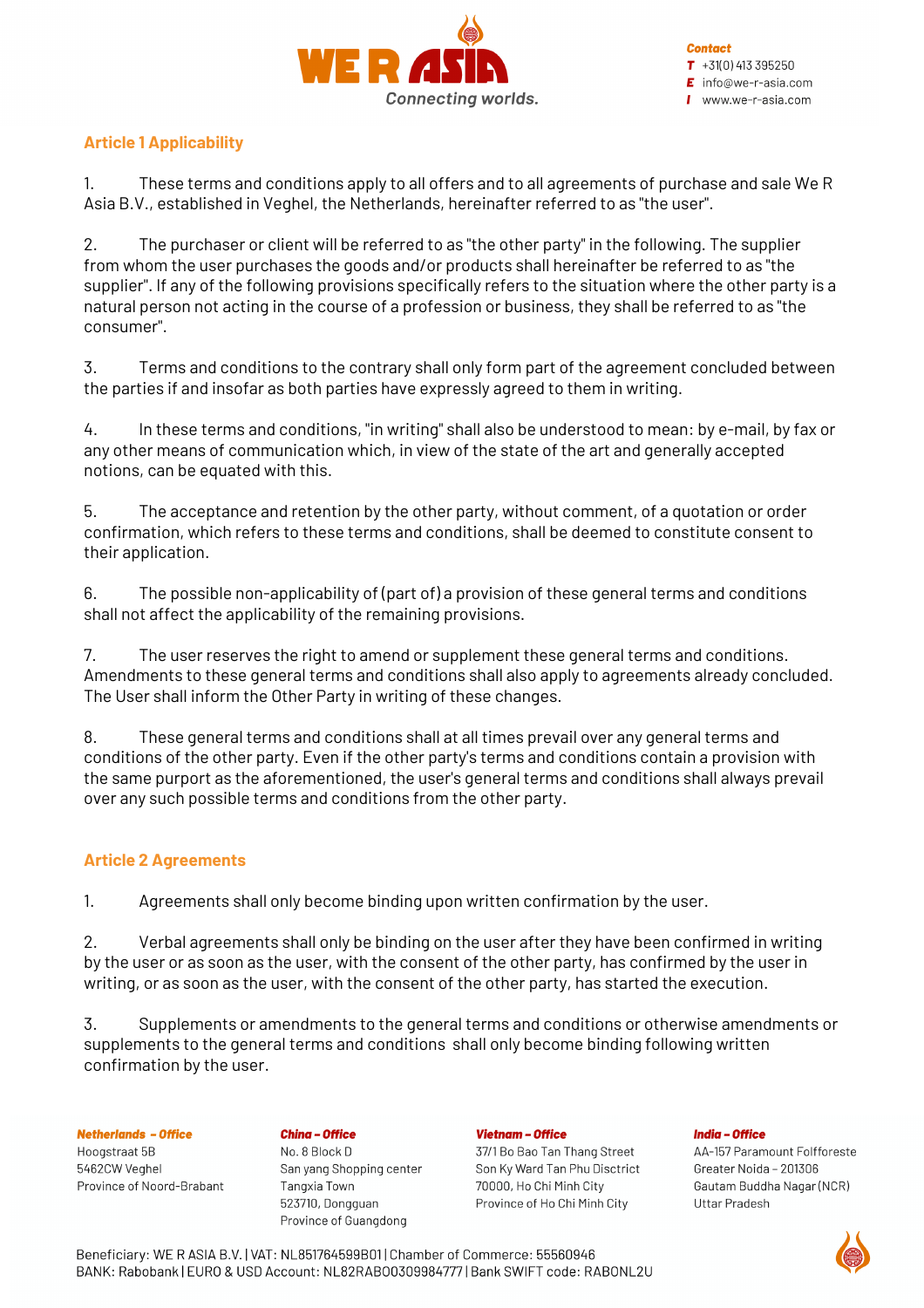## Article 1 Applicability

1. These terms and conditions apply to all offers and to all agreements of purchase and sale We R Asia B.V., established in Veghel, the Netherlands, hereinafter referred to as "the user".

2. The purchaser or client will be referred to as "the other party" in the following. The supplier from whom the user purchases the goods and/or products shall hereinafter be referred to as "the supplier". If any of the following provisions specifically refers to the situation where the other party is a natural person not acting in the course of a profession or business, they shall be referred to as "the consumer".

3. Terms and conditions to the contrary shall only form part of the agreement concluded between the parties if and insofar as both parties have expressly agreed to them in writing.

4. In these terms and conditions, "in writing" shall also be understood to mean: by e-mail, by fax or any other means of communication which, in view of the state of the art and generally accepted notions, can be equated with this.

5. The acceptance and retention by the other party, without comment, of a quotation or order confirmation, which refers to these terms and conditions, shall be deemed to constitute consent to their application.

6. The possible non-applicability of (part of) a provision of these general terms and conditions shall not affect the applicability of the remaining provisions.

7. The user reserves the right to amend or supplement these general terms and conditions. Amendments to these general terms and conditions shall also apply to agreements already concluded. The User shall inform the Other Party in writing of these changes.

8. These general terms and conditions shall at all times prevail over any general terms and conditions of the other party. Even if the other party's terms and conditions contain a provision with the same purport as the aforementioned, the user's general terms and conditions shall always prevail over any such possible terms and conditions from the other party.

## Article 2 Agreements

1. Agreements shall only become binding upon written confirmation by the user.

2. Verbal agreements shall only be binding on the user after they have been confirmed in writing by the user or as soon as the user, with the consent of the other party, has confirmed by the user in writing, or as soon as the user, with the consent of the other party, has started the execution.

3. Supplements or amendments to the general terms and conditions or otherwise amendments or supplements to the general terms and conditions shall only become binding following written confirmation by the user.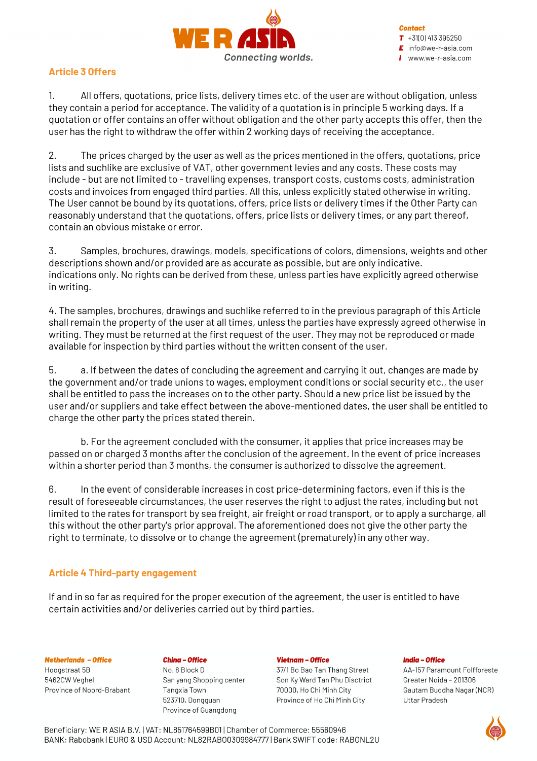## Article 3 Offers

1. All offers, quotations, price lists, delivery times etc. of the user are without obligation, unless they contain a period for acceptance. The validity of a quotation is in principle 5 working days. If a quotation or offer contains an offer without obligation and the other party accepts this offer, then the user has the right to withdraw the offer within 2 working days of receiving the acceptance.

2. The prices charged by the user as well as the prices mentioned in the offers, quotations, price lists and suchlike are exclusive of VAT, other government levies and any costs. These costs may include - but are not limited to - travelling expenses, transport costs, customs costs, administration costs and invoices from engaged third parties. All this, unless explicitly stated otherwise in writing. The User cannot be bound by its quotations, offers, price lists or delivery times if the Other Party can reasonably understand that the quotations, offers, price lists or delivery times, or any part thereof, contain an obvious mistake or error.

3. Samples, brochures, drawings, models, specifications of colors, dimensions, weights and other descriptions shown and/or provided are as accurate as possible, but are only indicative. indications only. No rights can be derived from these, unless parties have explicitly agreed otherwise in writing.

4. The samples, brochures, drawings and suchlike referred to in the previous paragraph of this Article shall remain the property of the user at all times, unless the parties have expressly agreed otherwise in writing. They must be returned at the first request of the user. They may not be reproduced or made available for inspection by third parties without the written consent of the user.

5. a. If between the dates of concluding the agreement and carrying it out, changes are made by the government and/or trade unions to wages, employment conditions or social security etc., the user shall be entitled to pass the increases on to the other party. Should a new price list be issued by the user and/or suppliers and take effect between the above-mentioned dates, the user shall be entitled to charge the other party the prices stated therein.

   b. For the agreement concluded with the consumer, it applies that price increases may be passed on or charged 3 months after the conclusion of the agreement. In the event of price increases within a shorter period than 3 months, the consumer is authorized to dissolve the agreement.

6. In the event of considerable increases in cost price-determining factors, even if this is the result of foreseeable circumstances, the user reserves the right to adjust the rates, including but not limited to the rates for transport by sea freight, air freight or road transport, or to apply a surcharge, all this without the other party's prior approval. The aforementioned does not give the other party the right to terminate, to dissolve or to change the agreement (prematurely) in any other way.

## Article 4 Third-party engagement

If and in so far as required for the proper execution of the agreement, the user is entitled to have certain activities and/or deliveries carried out by third parties.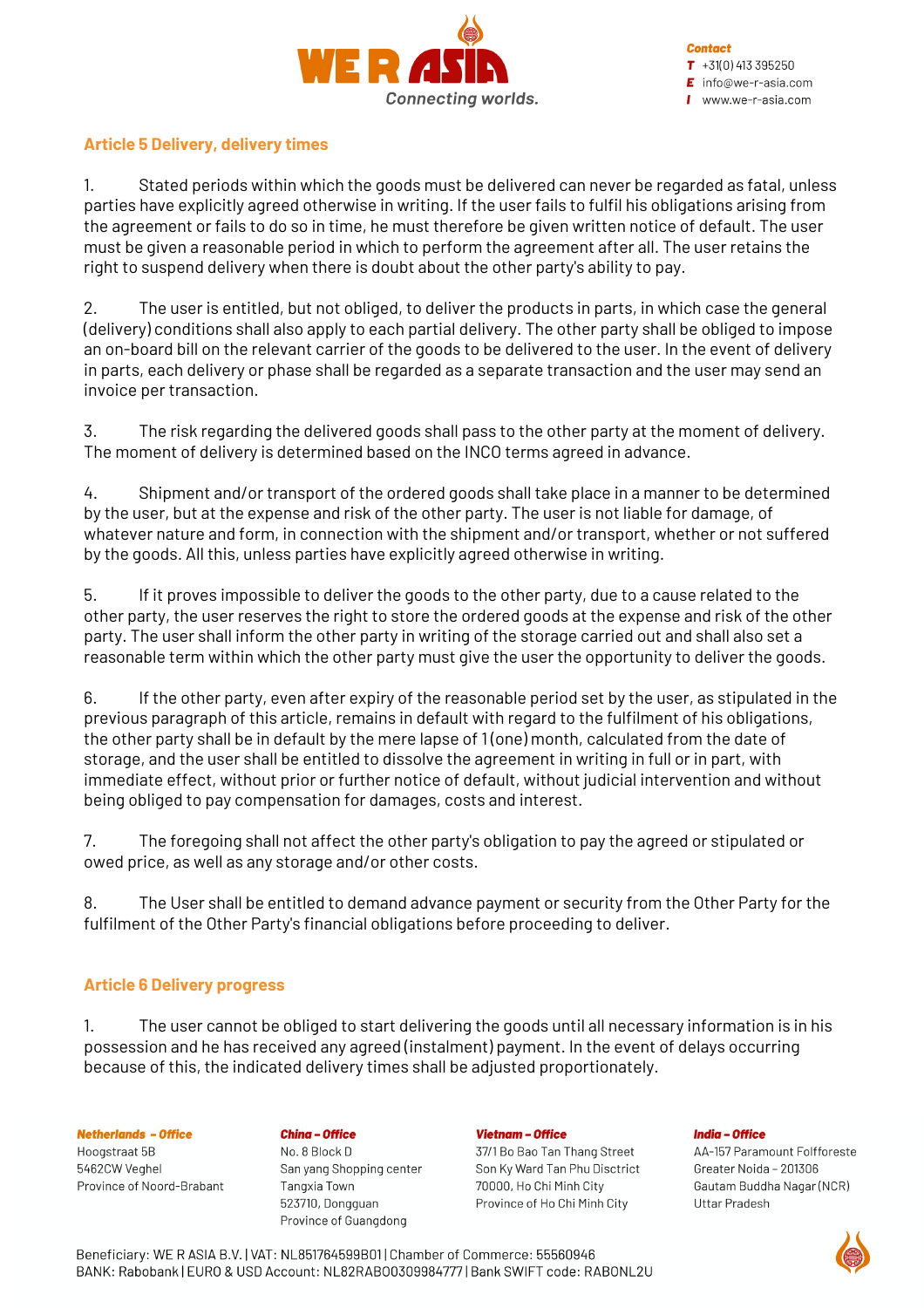## Article 5 Delivery, delivery times

1. Stated periods within which the goods must be delivered can never be regarded as fatal, unless parties have explicitly agreed otherwise in writing. If the user fails to fulfil his obligations arising from the agreement or fails to do so in time, he must therefore be given written notice of default. The user must be given a reasonable period in which to perform the agreement after all. The user retains the right to suspend delivery when there is doubt about the other party's ability to pay.

2. The user is entitled, but not obliged, to deliver the products in parts, in which case the general (delivery) conditions shall also apply to each partial delivery. The other party shall be obliged to impose an on-board bill on the relevant carrier of the goods to be delivered to the user. In the event of delivery in parts, each delivery or phase shall be regarded as a separate transaction and the user may send an invoice per transaction.

3. The risk regarding the delivered goods shall pass to the other party at the moment of delivery. The moment of delivery is determined based on the INCO terms agreed in advance.

4. Shipment and/or transport of the ordered goods shall take place in a manner to be determined by the user, but at the expense and risk of the other party. The user is not liable for damage, of whatever nature and form, in connection with the shipment and/or transport, whether or not suffered by the goods. All this, unless parties have explicitly agreed otherwise in writing.

5. If it proves impossible to deliver the goods to the other party, due to a cause related to the other party, the user reserves the right to store the ordered goods at the expense and risk of the other party. The user shall inform the other party in writing of the storage carried out and shall also set a reasonable term within which the other party must give the user the opportunity to deliver the goods.

6. If the other party, even after expiry of the reasonable period set by the user, as stipulated in the previous paragraph of this article, remains in default with regard to the fulfilment of his obligations, the other party shall be in default by the mere lapse of 1 (one) month, calculated from the date of storage, and the user shall be entitled to dissolve the agreement in writing in full or in part, with immediate effect, without prior or further notice of default, without judicial intervention and without being obliged to pay compensation for damages, costs and interest.

7. The foregoing shall not affect the other party's obligation to pay the agreed or stipulated or owed price, as well as any storage and/or other costs.

8. The User shall be entitled to demand advance payment or security from the Other Party for the fulfilment of the Other Party's financial obligations before proceeding to deliver.

## Article 6 Delivery progress

1. The user cannot be obliged to start delivering the goods until all necessary information is in his possession and he has received any agreed (instalment) payment. In the event of delays occurring because of this, the indicated delivery times shall be adjusted proportionately.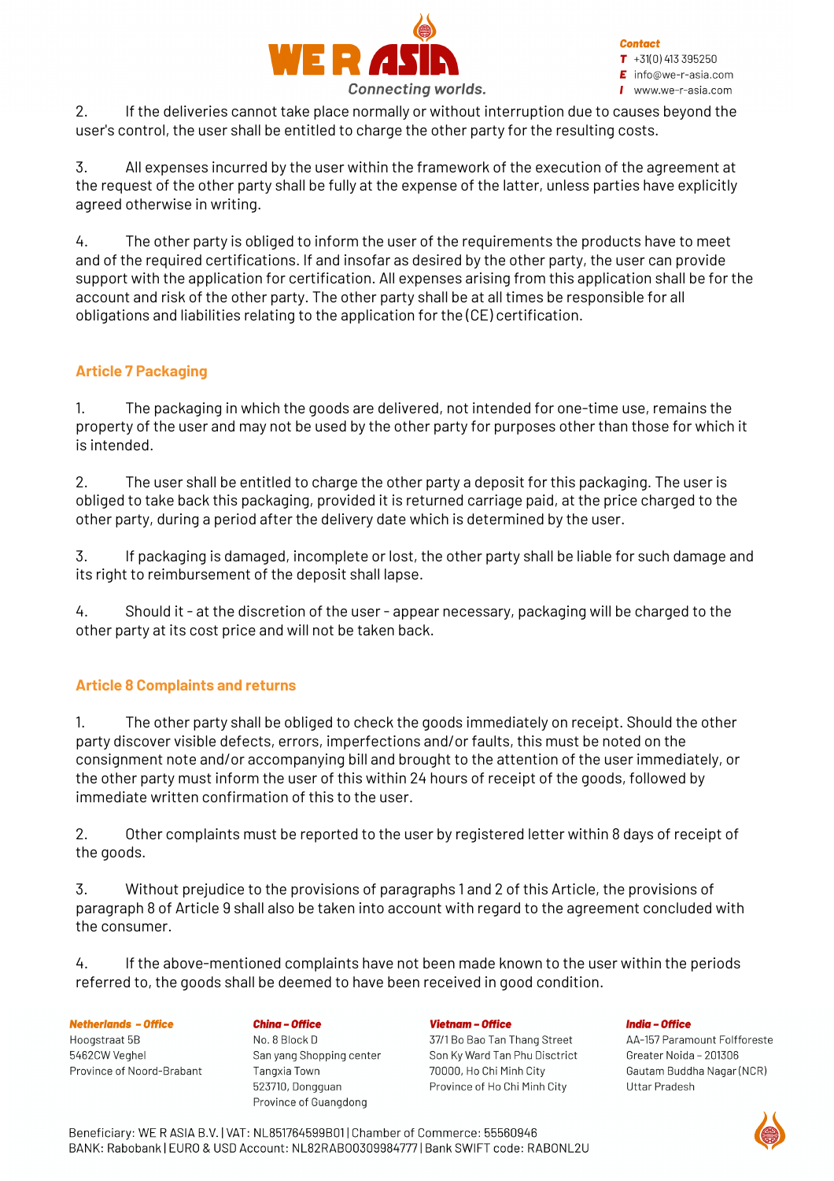2. If the deliveries cannot take place normally or without interruption due to causes beyond the user's control, the user shall be entitled to charge the other party for the resulting costs.

3. All expenses incurred by the user within the framework of the execution of the agreement at the request of the other party shall be fully at the expense of the latter, unless parties have explicitly agreed otherwise in writing.

4. The other party is obliged to inform the user of the requirements the products have to meet and of the required certifications. If and insofar as desired by the other party, the user can provide support with the application for certification. All expenses arising from this application shall be for the account and risk of the other party. The other party shall be at all times be responsible for all obligations and liabilities relating to the application for the (CE) certification.

## Article 7 Packaging

1. The packaging in which the goods are delivered, not intended for one-time use, remains the property of the user and may not be used by the other party for purposes other than those for which it is intended.

2. The user shall be entitled to charge the other party a deposit for this packaging. The user is obliged to take back this packaging, provided it is returned carriage paid, at the price charged to the other party, during a period after the delivery date which is determined by the user.

3. If packaging is damaged, incomplete or lost, the other party shall be liable for such damage and its right to reimbursement of the deposit shall lapse.

4. Should it - at the discretion of the user - appear necessary, packaging will be charged to the other party at its cost price and will not be taken back.

## Article 8 Complaints and returns

1. The other party shall be obliged to check the goods immediately on receipt. Should the other party discover visible defects, errors, imperfections and/or faults, this must be noted on the consignment note and/or accompanying bill and brought to the attention of the user immediately, or the other party must inform the user of this within 24 hours of receipt of the goods, followed by immediate written confirmation of this to the user.

2. Other complaints must be reported to the user by registered letter within 8 days of receipt of the goods.

3. Without prejudice to the provisions of paragraphs 1 and 2 of this Article, the provisions of paragraph 8 of Article 9 shall also be taken into account with regard to the agreement concluded with the consumer.

4. If the above-mentioned complaints have not been made known to the user within the periods referred to, the goods shall be deemed to have been received in good condition.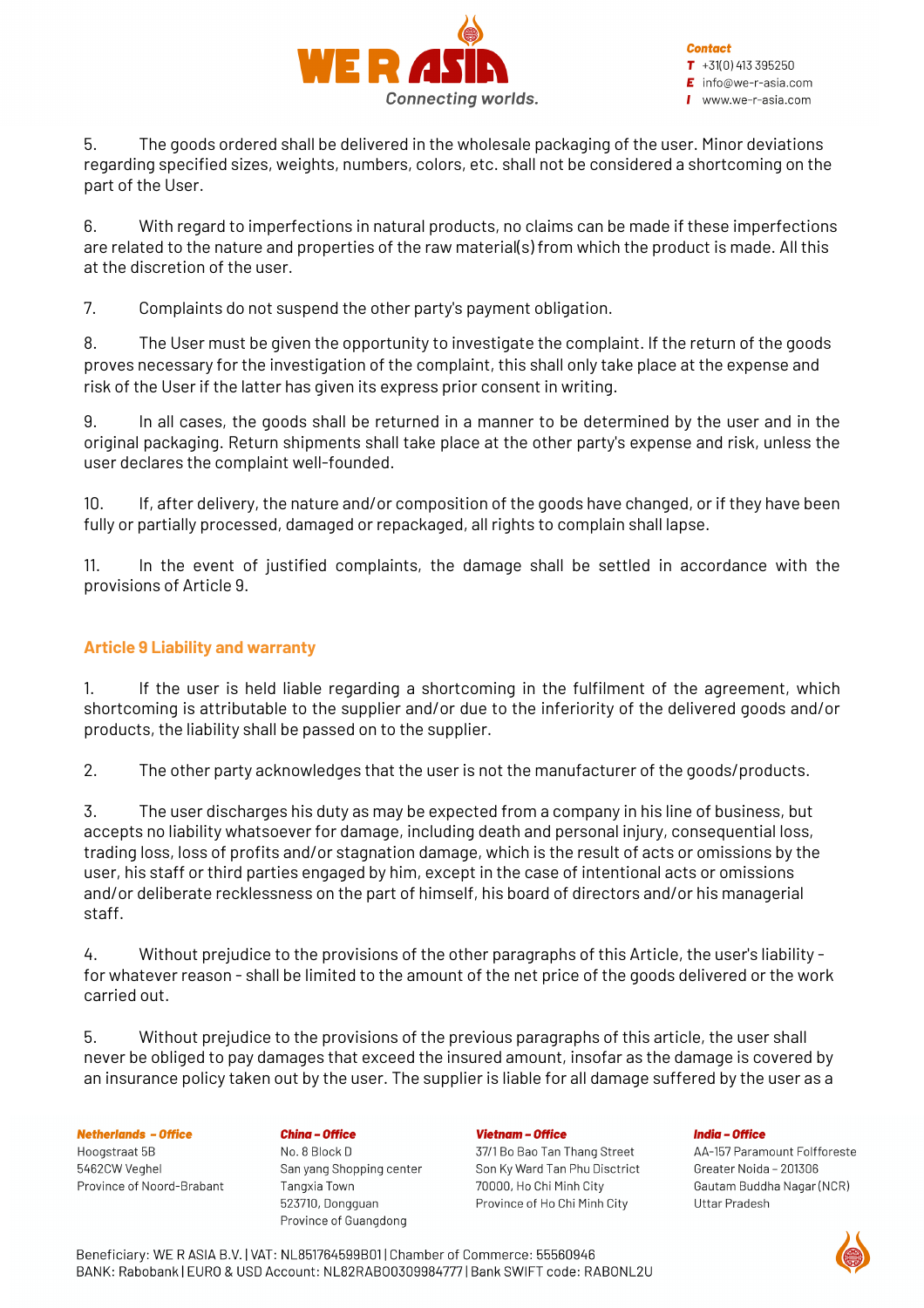5. The goods ordered shall be delivered in the wholesale packaging of the user. Minor deviations regarding specified sizes, weights, numbers, colors, etc. shall not be considered a shortcoming on the part of the User.

6. With regard to imperfections in natural products, no claims can be made if these imperfections are related to the nature and properties of the raw material(s) from which the product is made. All this at the discretion of the user.

7. Complaints do not suspend the other party's payment obligation.

8. The User must be given the opportunity to investigate the complaint. If the return of the goods proves necessary for the investigation of the complaint, this shall only take place at the expense and risk of the User if the latter has given its express prior consent in writing.

9. In all cases, the goods shall be returned in a manner to be determined by the user and in the original packaging. Return shipments shall take place at the other party's expense and risk, unless the user declares the complaint well-founded.

10. If, after delivery, the nature and/or composition of the goods have changed, or if they have been fully or partially processed, damaged or repackaged, all rights to complain shall lapse.

11. In the event of justified complaints, the damage shall be settled in accordance with the provisions of Article 9.

## Article 9 Liability and warranty

1. If the user is held liable regarding a shortcoming in the fulfilment of the agreement, which shortcoming is attributable to the supplier and/or due to the inferiority of the delivered goods and/or products, the liability shall be passed on to the supplier.

2. The other party acknowledges that the user is not the manufacturer of the goods/products.

3. The user discharges his duty as may be expected from a company in his line of business, but accepts no liability whatsoever for damage, including death and personal injury, consequential loss, trading loss, loss of profits and/or stagnation damage, which is the result of acts or omissions by the user, his staff or third parties engaged by him, except in the case of intentional acts or omissions and/or deliberate recklessness on the part of himself, his board of directors and/or his managerial staff.

4. Without prejudice to the provisions of the other paragraphs of this Article, the user's liability - for whatever reason - shall be limited to the amount of the net price of the goods delivered or the work carried out.

5. Without prejudice to the provisions of the previous paragraphs of this article, the user shall never be obliged to pay damages that exceed the insured amount, insofar as the damage is covered by an insurance policy taken out by the user. The supplier is liable for all damage suffered by the user as a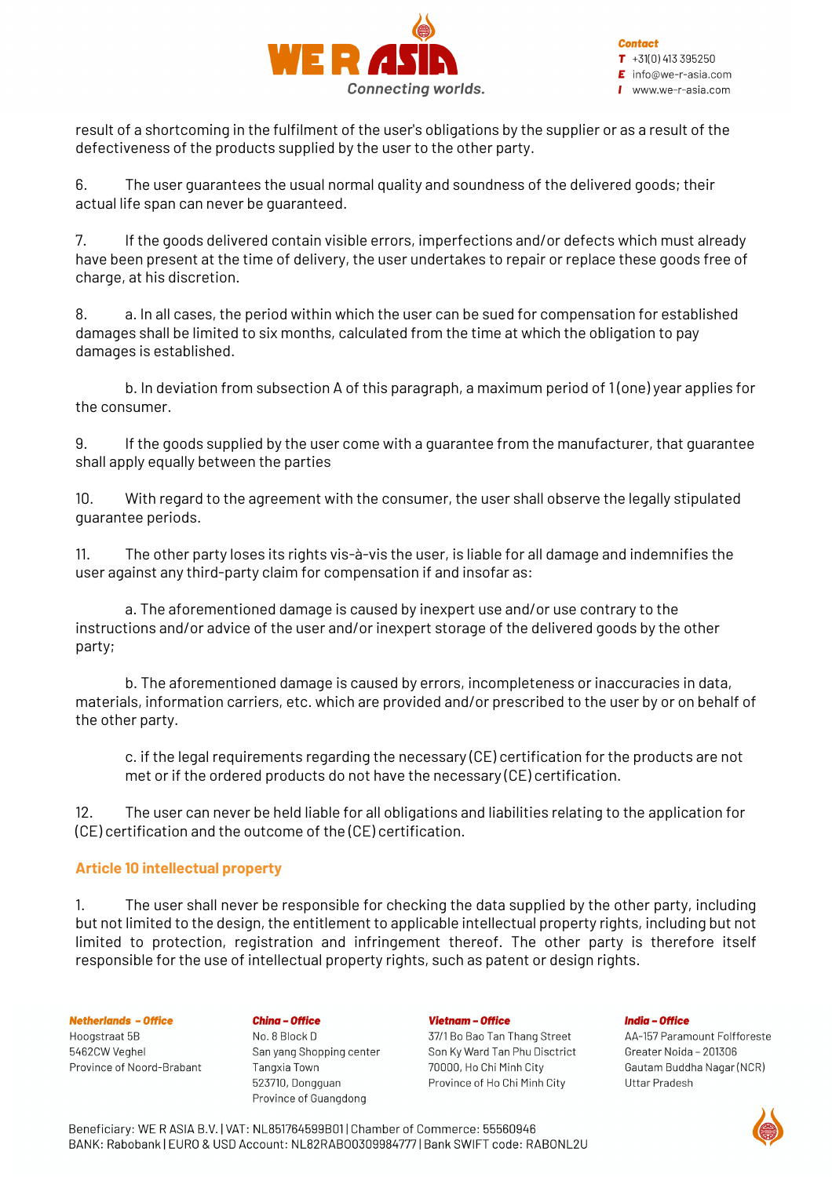result of a shortcoming in the fulfilment of the user's obligations by the supplier or as a result of the defectiveness of the products supplied by the user to the other party.

6. The user guarantees the usual normal quality and soundness of the delivered goods; their actual life span can never be guaranteed.

7. If the goods delivered contain visible errors, imperfections and/or defects which must already have been present at the time of delivery, the user undertakes to repair or replace these goods free of charge, at his discretion.

8. a. In all cases, the period within which the user can be sued for compensation for established damages shall be limited to six months, calculated from the time at which the obligation to pay damages is established.

b. In deviation from subsection A of this paragraph, a maximum period of 1 (one) year applies for the consumer.

9. If the goods supplied by the user come with a guarantee from the manufacturer, that guarantee shall apply equally between the parties

10. With regard to the agreement with the consumer, the user shall observe the legally stipulated guarantee periods.

11. The other party loses its rights vis-à-vis the user, is liable for all damage and indemnifies the user against any third-party claim for compensation if and insofar as:

a. The aforementioned damage is caused by inexpert use and/or use contrary to the instructions and/or advice of the user and/or inexpert storage of the delivered goods by the other party;

b. The aforementioned damage is caused by errors, incompleteness or inaccuracies in data, materials, information carriers, etc. which are provided and/or prescribed to the user by or on behalf of the other party.

c. if the legal requirements regarding the necessary (CE) certification for the products are not met or if the ordered products do not have the necessary (CE) certification.

12. The user can never be held liable for all obligations and liabilities relating to the application for (CE) certification and the outcome of the (CE) certification.

## Article 10 intellectual property

1. The user shall never be responsible for checking the data supplied by the other party, including but not limited to the design, the entitlement to applicable intellectual property rights, including but not limited to protection, registration and infringement thereof. The other party is therefore itself responsible for the use of intellectual property rights, such as patent or design rights.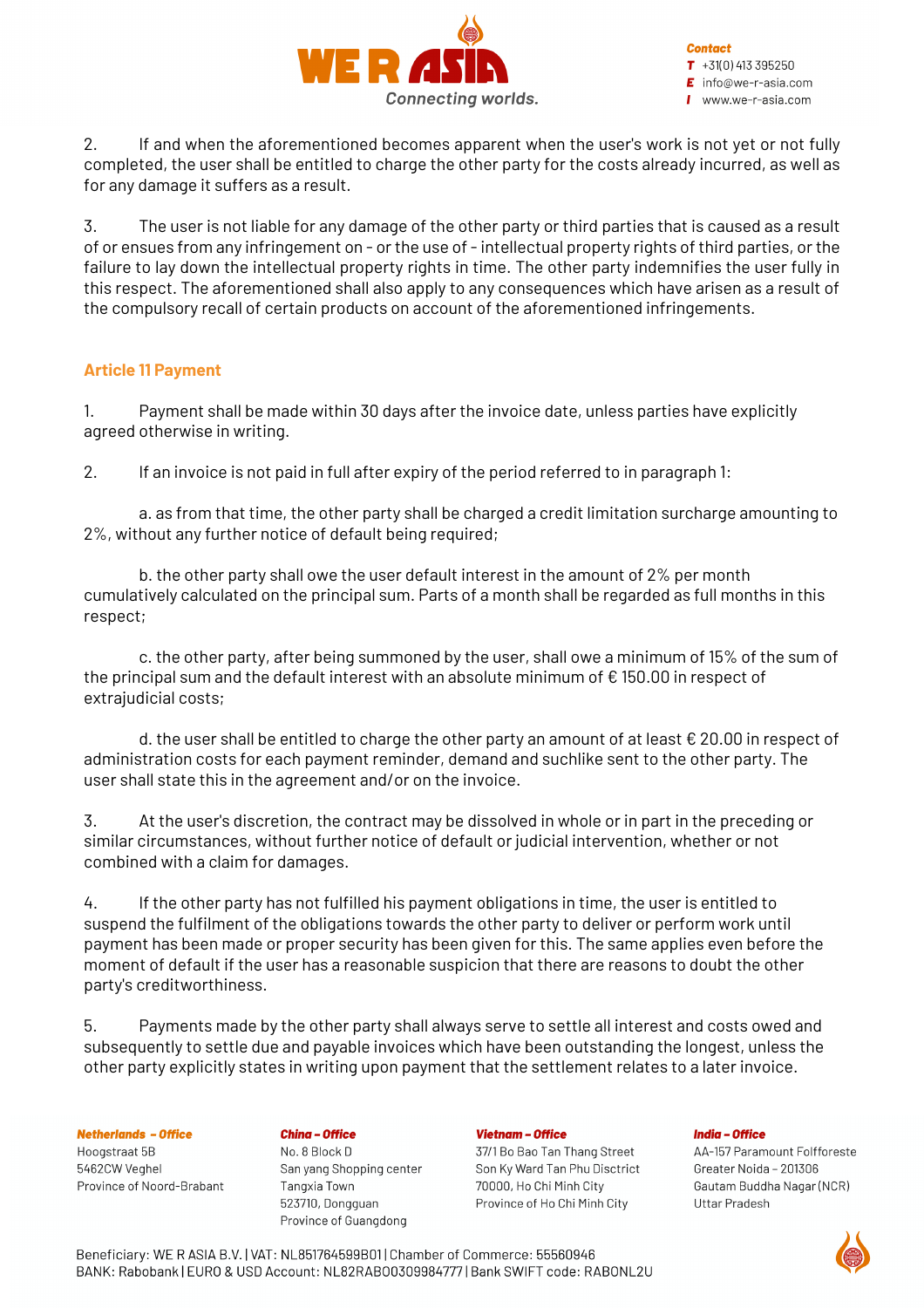2. If and when the aforementioned becomes apparent when the user's work is not yet or not fully completed, the user shall be entitled to charge the other party for the costs already incurred, as well as for any damage it suffers as a result.

3. The user is not liable for any damage of the other party or third parties that is caused as a result of or ensues from any infringement on - or the use of - intellectual property rights of third parties, or the failure to lay down the intellectual property rights in time. The other party indemnifies the user fully in this respect. The aforementioned shall also apply to any consequences which have arisen as a result of the compulsory recall of certain products on account of the aforementioned infringements.

## Article 11 Payment

1. Payment shall be made within 30 days after the invoice date, unless parties have explicitly agreed otherwise in writing.

2. If an invoice is not paid in full after expiry of the period referred to in paragraph 1:

a. as from that time, the other party shall be charged a credit limitation surcharge amounting to 2%, without any further notice of default being required;

b. the other party shall owe the user default interest in the amount of 2% per month cumulatively calculated on the principal sum. Parts of a month shall be regarded as full months in this respect;

c. the other party, after being summoned by the user, shall owe a minimum of 15% of the sum of the principal sum and the default interest with an absolute minimum of € 150.00 in respect of extrajudicial costs;

d. the user shall be entitled to charge the other party an amount of at least € 20.00 in respect of administration costs for each payment reminder, demand and suchlike sent to the other party. The user shall state this in the agreement and/or on the invoice.

3. At the user's discretion, the contract may be dissolved in whole or in part in the preceding or similar circumstances, without further notice of default or judicial intervention, whether or not combined with a claim for damages.

4. If the other party has not fulfilled his payment obligations in time, the user is entitled to suspend the fulfilment of the obligations towards the other party to deliver or perform work until payment has been made or proper security has been given for this. The same applies even before the moment of default if the user has a reasonable suspicion that there are reasons to doubt the other party's creditworthiness.

5. Payments made by the other party shall always serve to settle all interest and costs owed and subsequently to settle due and payable invoices which have been outstanding the longest, unless the other party explicitly states in writing upon payment that the settlement relates to a later invoice.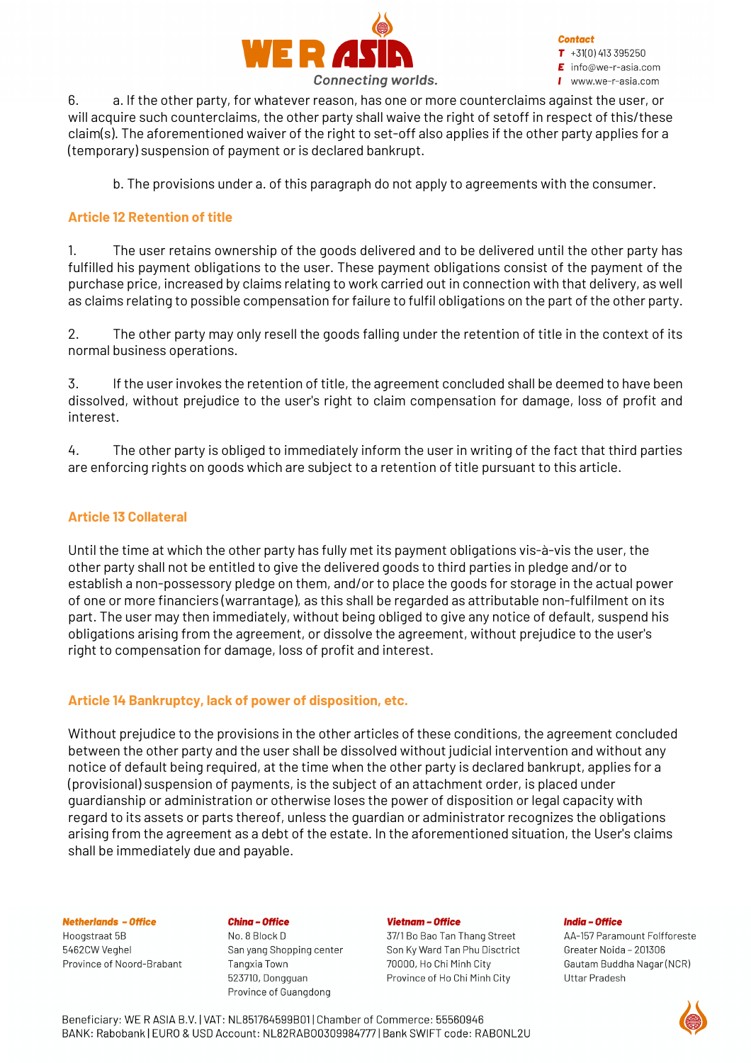6. a. If the other party, for whatever reason, has one or more counterclaims against the user, or will acquire such counterclaims, the other party shall waive the right of setoff in respect of this/these claim(s). The aforementioned waiver of the right to set-off also applies if the other party applies for a (temporary) suspension of payment or is declared bankrupt.

b. The provisions under a. of this paragraph do not apply to agreements with the consumer.

### Article 12 Retention of title

1. The user retains ownership of the goods delivered and to be delivered until the other party has fulfilled his payment obligations to the user. These payment obligations consist of the payment of the purchase price, increased by claims relating to work carried out in connection with that delivery, as well as claims relating to possible compensation for failure to fulfil obligations on the part of the other party.

2. The other party may only resell the goods falling under the retention of title in the context of its normal business operations.

3. If the user invokes the retention of title, the agreement concluded shall be deemed to have been dissolved, without prejudice to the user's right to claim compensation for damage, loss of profit and interest.

4. The other party is obliged to immediately inform the user in writing of the fact that third parties are enforcing rights on goods which are subject to a retention of title pursuant to this article.

### Article 13 Collateral

Until the time at which the other party has fully met its payment obligations vis-à-vis the user, the other party shall not be entitled to give the delivered goods to third parties in pledge and/or to establish a non-possessory pledge on them, and/or to place the goods for storage in the actual power of one or more financiers (warrantage), as this shall be regarded as attributable non-fulfilment on its part. The user may then immediately, without being obliged to give any notice of default, suspend his obligations arising from the agreement, or dissolve the agreement, without prejudice to the user's right to compensation for damage, loss of profit and interest.

### Article 14 Bankruptcy, lack of power of disposition, etc.

Without prejudice to the provisions in the other articles of these conditions, the agreement concluded between the other party and the user shall be dissolved without judicial intervention and without any notice of default being required, at the time when the other party is declared bankrupt, applies for a (provisional) suspension of payments, is the subject of an attachment order, is placed under guardianship or administration or otherwise loses the power of disposition or legal capacity with regard to its assets or parts thereof, unless the guardian or administrator recognizes the obligations arising from the agreement as a debt of the estate. In the aforementioned situation, the User's claims shall be immediately due and payable.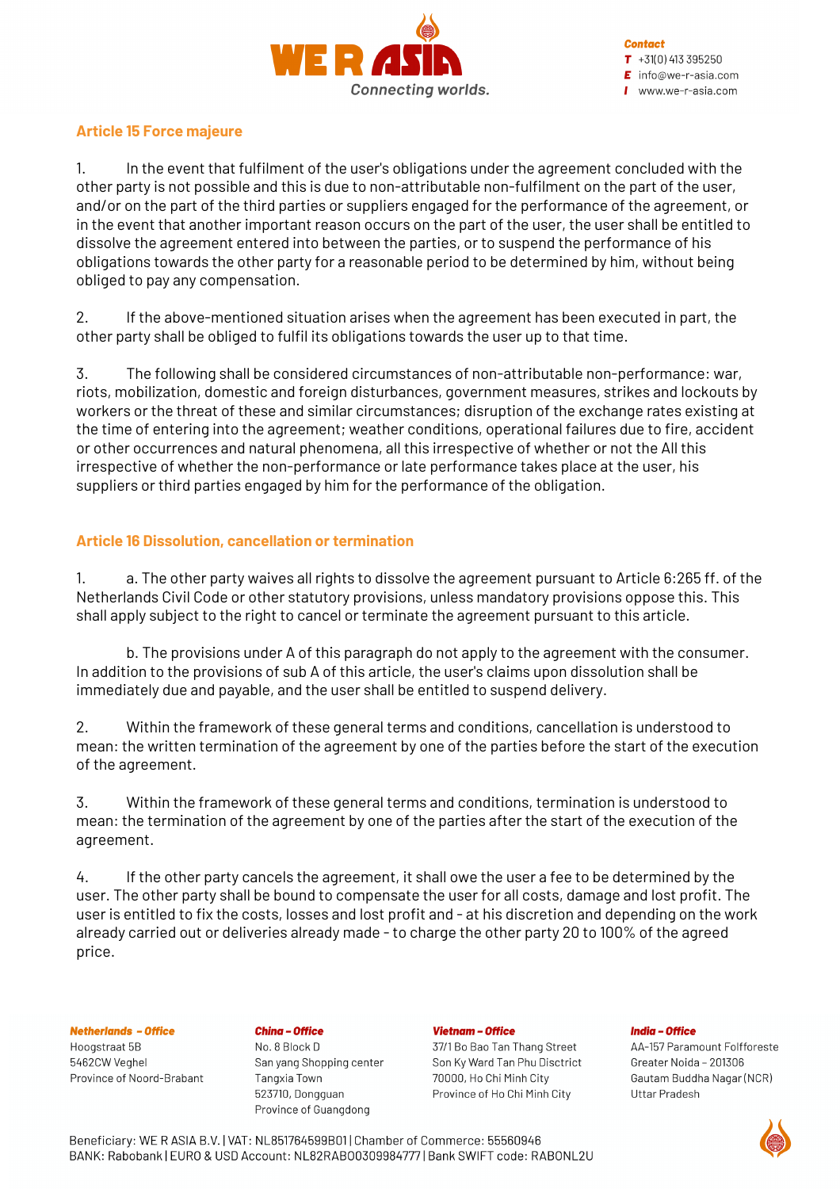## Article 15 Force majeure

1. In the event that fulfilment of the user's obligations under the agreement concluded with the other party is not possible and this is due to non-attributable non-fulfilment on the part of the user, and/or on the part of the third parties or suppliers engaged for the performance of the agreement, or in the event that another important reason occurs on the part of the user, the user shall be entitled to dissolve the agreement entered into between the parties, or to suspend the performance of his obligations towards the other party for a reasonable period to be determined by him, without being obliged to pay any compensation.

2. If the above-mentioned situation arises when the agreement has been executed in part, the other party shall be obliged to fulfil its obligations towards the user up to that time.

3. The following shall be considered circumstances of non-attributable non-performance: war, riots, mobilization, domestic and foreign disturbances, government measures, strikes and lockouts by workers or the threat of these and similar circumstances; disruption of the exchange rates existing at the time of entering into the agreement; weather conditions, operational failures due to fire, accident or other occurrences and natural phenomena, all this irrespective of whether or not the All this irrespective of whether the non-performance or late performance takes place at the user, his suppliers or third parties engaged by him for the performance of the obligation.

## Article 16 Dissolution, cancellation or termination

1. a. The other party waives all rights to dissolve the agreement pursuant to Article 6:265 ff. of the Netherlands Civil Code or other statutory provisions, unless mandatory provisions oppose this. This shall apply subject to the right to cancel or terminate the agreement pursuant to this article.

   b. The provisions under A of this paragraph do not apply to the agreement with the consumer. In addition to the provisions of sub A of this article, the user's claims upon dissolution shall be immediately due and payable, and the user shall be entitled to suspend delivery.

2. Within the framework of these general terms and conditions, cancellation is understood to mean: the written termination of the agreement by one of the parties before the start of the execution of the agreement.

3. Within the framework of these general terms and conditions, termination is understood to mean: the termination of the agreement by one of the parties after the start of the execution of the agreement.

4. If the other party cancels the agreement, it shall owe the user a fee to be determined by the user. The other party shall be bound to compensate the user for all costs, damage and lost profit. The user is entitled to fix the costs, losses and lost profit and - at his discretion and depending on the work already carried out or deliveries already made - to charge the other party 20 to 100% of the agreed price.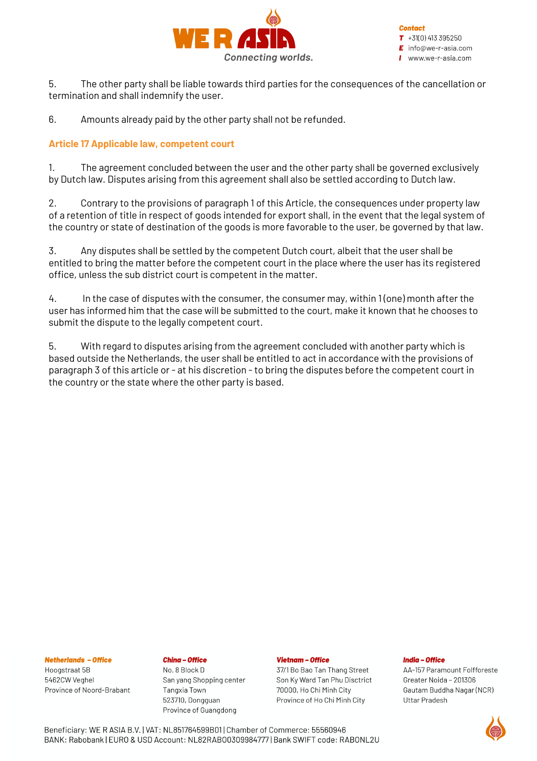5. The other party shall be liable towards third parties for the consequences of the cancellation or termination and shall indemnify the user.

6. Amounts already paid by the other party shall not be refunded.

## Article 17 Applicable law, competent court

1. The agreement concluded between the user and the other party shall be governed exclusively by Dutch law. Disputes arising from this agreement shall also be settled according to Dutch law.

2. Contrary to the provisions of paragraph 1 of this Article, the consequences under property law of a retention of title in respect of goods intended for export shall, in the event that the legal system of the country or state of destination of the goods is more favorable to the user, be governed by that law.

3. Any disputes shall be settled by the competent Dutch court, albeit that the user shall be entitled to bring the matter before the competent court in the place where the user has its registered office, unless the sub district court is competent in the matter.

4. In the case of disputes with the consumer, the consumer may, within 1 (one) month after the user has informed him that the case will be submitted to the court, make it known that he chooses to submit the dispute to the legally competent court.

5. With regard to disputes arising from the agreement concluded with another party which is based outside the Netherlands, the user shall be entitled to act in accordance with the provisions of paragraph 3 of this article or - at his discretion - to bring the disputes before the competent court in the country or the state where the other party is based.